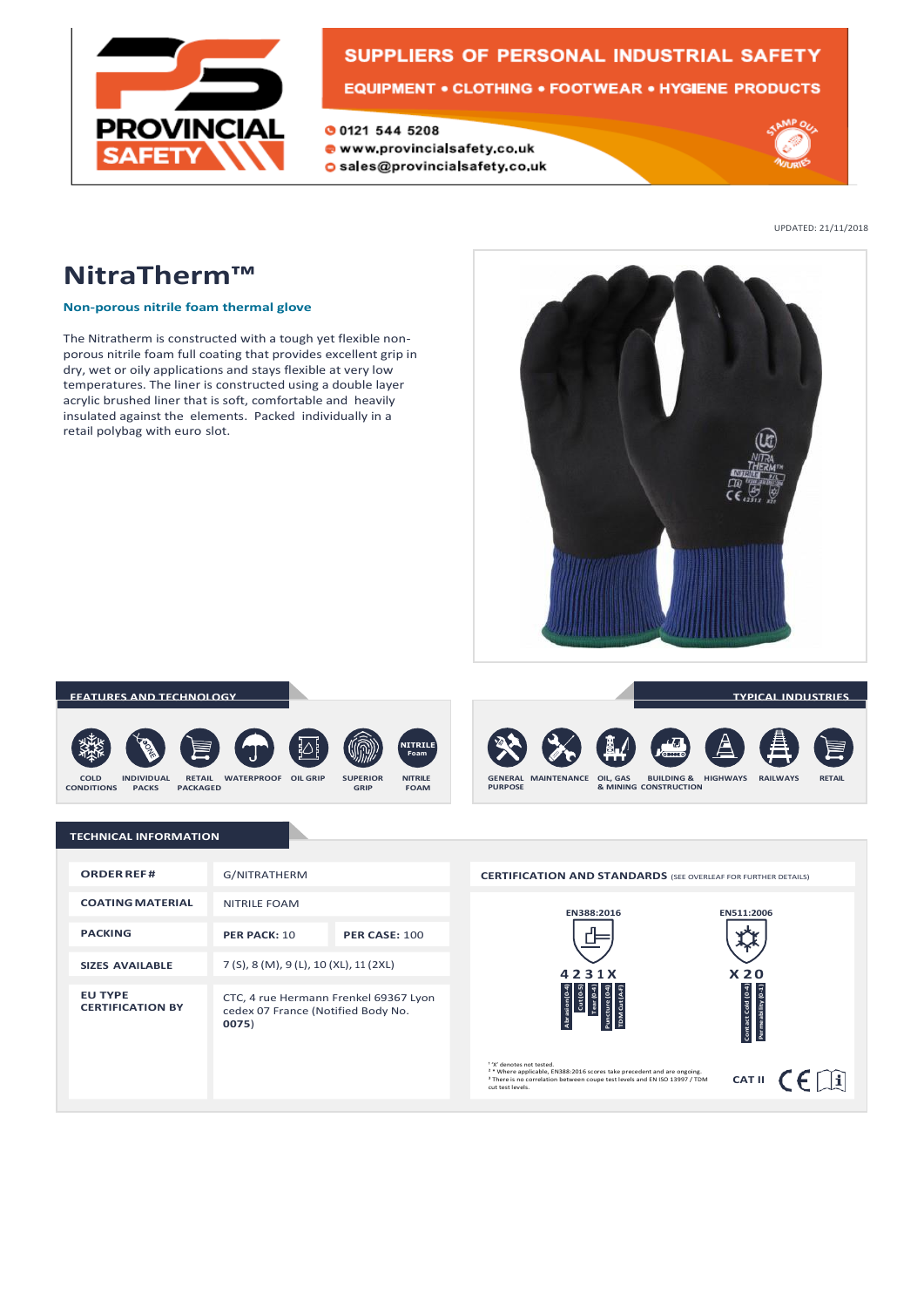PROVINCIAL SAFETY

SUPPLIERS OF PERSONAL INDUSTRIAL SAFETY

EQUIPMENT • CLOTHING • FOOTWEAR • HYGIENE PRODUCTS

0121 544 5208
www.provincialsafety.co.uk
sales@provincialsafety.co.uk

UPDATED: 21/11/2018

# NitraTherm™

**Non-porous nitrile foam thermal glove**

The Nitratherm is constructed with a tough yet flexible non-porous nitrile foam full coating that provides excellent grip in dry, wet or oily applications and stays flexible at very low temperatures. The liner is constructed using a double layer acrylic brushed liner that is soft, comfortable and heavily insulated against the elements. Packed individually in a retail polybag with euro slot.

## FEATURES AND TECHNOLOGY

COLD CONDITIONS · INDIVIDUAL PACKS · RETAIL PACKAGED · WATERPROOF · OIL GRIP · SUPERIOR GRIP · NITRILE FOAM

## TYPICAL INDUSTRIES

GENERAL PURPOSE · MAINTENANCE · OIL, GAS & MINING · BUILDING & CONSTRUCTION · HIGHWAYS · RAILWAYS · RETAIL

## TECHNICAL INFORMATION

| | | |
|---|---|---|
| **ORDER REF #** | G/NITRATHERM | |
| **COATING MATERIAL** | NITRILE FOAM | |
| **PACKING** | **PER PACK:** 10 | **PER CASE:** 100 |
| **SIZES AVAILABLE** | 7 (S), 8 (M), 9 (L), 10 (XL), 11 (2XL) | |
| **EU TYPE CERTIFICATION BY** | CTC, 4 rue Hermann Frenkel 69367 Lyon cedex 07 France (Notified Body No. **0075**) | |

**CERTIFICATION AND STANDARDS** (SEE OVERLEAF FOR FURTHER DETAILS)

| EN388:2016 | EN511:2006 |
|---|---|
| 4 2 3 1 X | X 2 0 |
| Abrasion (0-4), Cut (0-5), Tear (0-4), Puncture (0-4), TDM Cut (A-F) | Convective Cold (0-4), Contact Cold (0-4), Permeability (0-1) |

[1] 'X' denotes not tested.
[2] Where applicable, EN388:2016 scores take precedent and are ongoing.
[3] There is no correlation between coupe test levels and EN ISO 13997 / TDM cut test levels.

CAT II CE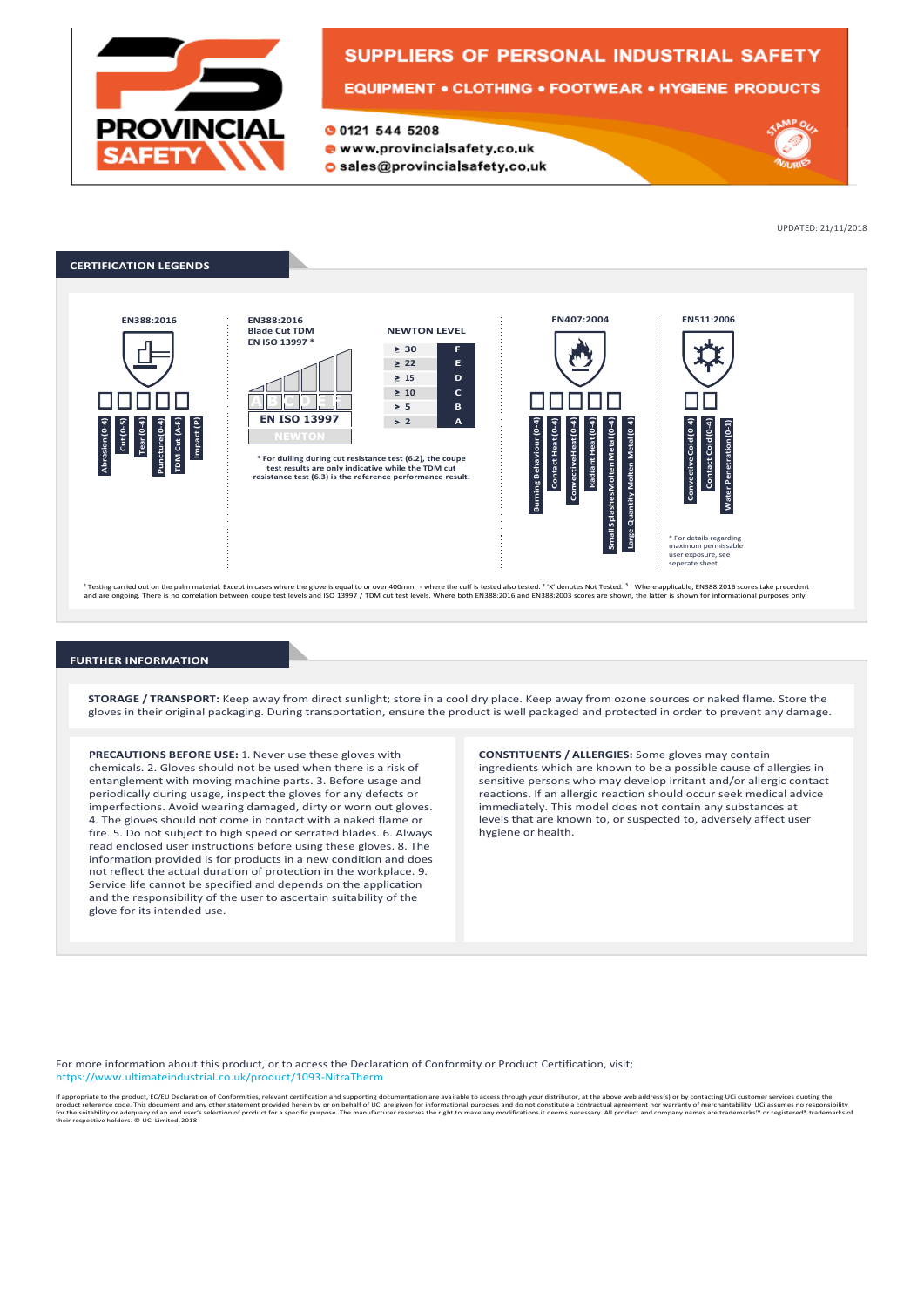UPDATED: 21/11/2018

## CERTIFICATION LEGENDS

**EN388:2016**

Abrasion (0-4) | Cut (0-5) | Tear (0-4) | Puncture (0-4) | TDM Cut (A-F) | Impact (P)

**EN388:2016**
**Blade Cut TDM**
**EN ISO 13997 ***

A B C D E F

EN ISO 13997

NEWTON

**NEWTON LEVEL**

| | |
|---|---|
| ≥ 30 | F |
| ≥ 22 | E |
| ≥ 15 | D |
| ≥ 10 | C |
| ≥ 5 | B |
| ≥ 2 | A |

* For dulling during cut resistance test (6.2), the coupe test results are only indicative while the TDM cut resistance test (6.3) is the reference performance result.

**EN407:2004**

Burning Behaviour (0-4) | Contact Heat (0-4) | Convective Heat (0-4) | Radiant Heat (0-4) | Small Splashes Molten Metal (0-4) | Large Quantity Molten Metal (0-4)

**EN511:2006**

Convective Cold (0-4) | Contact Cold (0-4) | Water Penetration (0-1)

* For details regarding maximum permissable user exposure, see seperate sheet.

[1] Testing carried out on the palm material. Except in cases where the glove is equal to or over 400mm - where the cuff is tested also tested. [2] 'X' denotes Not Tested. [3] Where applicable, EN388:2016 scores take precedent and are ongoing. There is no correlation between coupe test levels and ISO 13997 / TDM cut test levels. Where both EN388:2016 and EN388:2003 scores are shown, the latter is shown for informational purposes only.

## FURTHER INFORMATION

**STORAGE / TRANSPORT:** Keep away from direct sunlight; store in a cool dry place. Keep away from ozone sources or naked flame. Store the gloves in their original packaging. During transportation, ensure the product is well packaged and protected in order to prevent any damage.

**PRECAUTIONS BEFORE USE:** 1. Never use these gloves with chemicals. 2. Gloves should not be used when there is a risk of entanglement with moving machine parts. 3. Before usage and periodically during usage, inspect the gloves for any defects or imperfections. Avoid wearing damaged, dirty or worn out gloves. 4. The gloves should not come in contact with a naked flame or fire. 5. Do not subject to high speed or serrated blades. 6. Always read enclosed user instructions before using these gloves. 8. The information provided is for products in a new condition and does not reflect the actual duration of protection in the workplace. 9. Service life cannot be specified and depends on the application and the responsibility of the user to ascertain suitability of the glove for its intended use.

**CONSTITUENTS / ALLERGIES:** Some gloves may contain ingredients which are known to be a possible cause of allergies in sensitive persons who may develop irritant and/or allergic contact reactions. If an allergic reaction should occur seek medical advice immediately. This model does not contain any substances at levels that are known to, or suspected to, adversely affect user hygiene or health.

For more information about this product, or to access the Declaration of Conformity or Product Certification, visit;
https://www.ultimateindustrial.co.uk/product/1093-NitraTherm

If appropriate to the product, EC/EU Declaration of Conformities, relevant certification and supporting documentation are available to access through your distributor, at the above web address(s) or by contacting UCi customer services quoting the product reference code. This document and any other statement provided herein by or on behalf of UCi are given for informational purposes and do not constitute a contractual agreement nor warranty of merchantability. UCi assumes no responsibility for the suitability or adequacy of an end user's selection of product for a specific purpose. The manufacturer reserves the right to make any modifications it deems necessary. All product and company names are trademarks™ or registered® trademarks of their respective holders. © UCi Limited, 2018